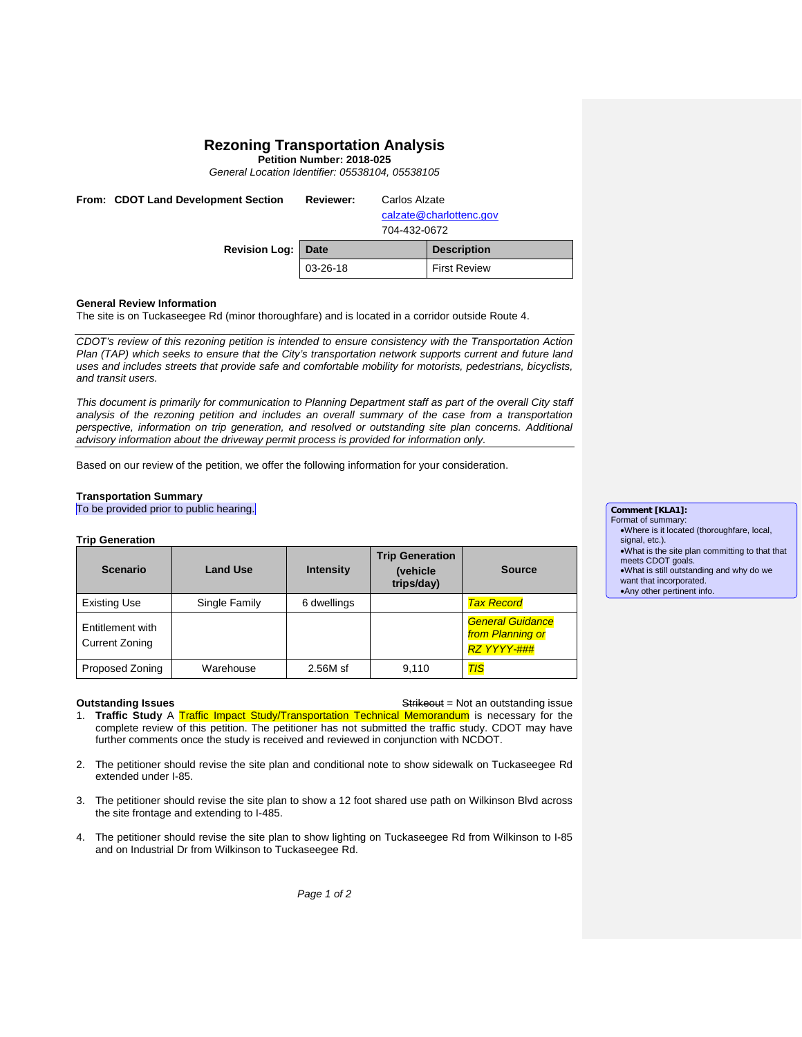# Rezoning Transportation Analysis

**Petition Number: 2018-025**

*General Location Identifier: 05538104, 05538105*

**From: CDOT Land Development Section** **Reviewer:** Carlos Alzate
calzate@charlottenc.gov
704-432-0672

**Revision Log:**

| Date | Description |
|---|---|
| 03-26-18 | First Review |

**General Review Information**

The site is on Tuckaseegee Rd (minor thoroughfare) and is located in a corridor outside Route 4.

*CDOT's review of this rezoning petition is intended to ensure consistency with the Transportation Action Plan (TAP) which seeks to ensure that the City's transportation network supports current and future land uses and includes streets that provide safe and comfortable mobility for motorists, pedestrians, bicyclists, and transit users.*

*This document is primarily for communication to Planning Department staff as part of the overall City staff analysis of the rezoning petition and includes an overall summary of the case from a transportation perspective, information on trip generation, and resolved or outstanding site plan concerns. Additional advisory information about the driveway permit process is provided for information only.*

Based on our review of the petition, we offer the following information for your consideration.

**Transportation Summary**

To be provided prior to public hearing.

**Comment [KLA1]:**
Format of summary:
- Where is it located (thoroughfare, local, signal, etc.).
- What is the site plan committing to that that meets CDOT goals.
- What is still outstanding and why do we want that incorporated.
- Any other pertinent info.

**Trip Generation**

| Scenario | Land Use | Intensity | Trip Generation (vehicle trips/day) | Source |
|---|---|---|---|---|
| Existing Use | Single Family | 6 dwellings | | *Tax Record* |
| Entitlement with Current Zoning | | | | *General Guidance from Planning or RZ YYYY-###* |
| Proposed Zoning | Warehouse | 2.56M sf | 9,110 | *TIS* |

**Outstanding Issues** ~~Strikeout~~ = Not an outstanding issue

1. **Traffic Study** A Traffic Impact Study/Transportation Technical Memorandum is necessary for the complete review of this petition. The petitioner has not submitted the traffic study. CDOT may have further comments once the study is received and reviewed in conjunction with NCDOT.

2. The petitioner should revise the site plan and conditional note to show sidewalk on Tuckaseegee Rd extended under I-85.

3. The petitioner should revise the site plan to show a 12 foot shared use path on Wilkinson Blvd across the site frontage and extending to I-485.

4. The petitioner should revise the site plan to show lighting on Tuckaseegee Rd from Wilkinson to I-85 and on Industrial Dr from Wilkinson to Tuckaseegee Rd.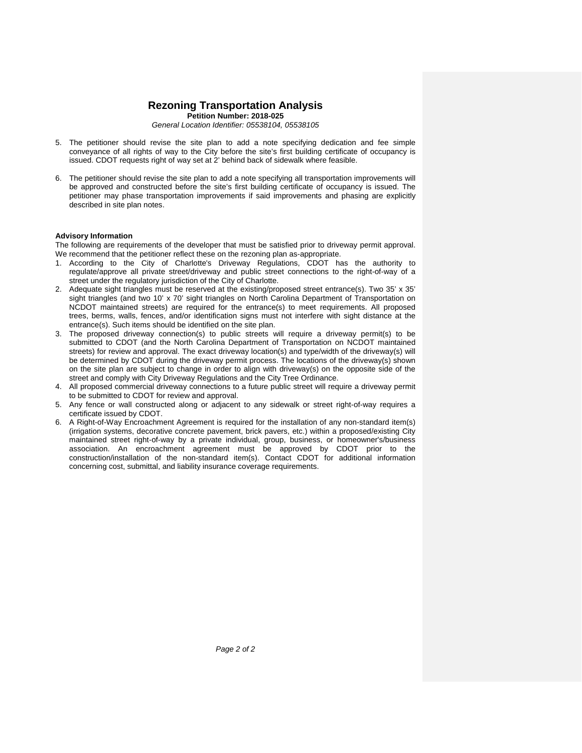# Rezoning Transportation Analysis

**Petition Number: 2018-025**

*General Location Identifier: 05538104, 05538105*

5. The petitioner should revise the site plan to add a note specifying dedication and fee simple conveyance of all rights of way to the City before the site's first building certificate of occupancy is issued. CDOT requests right of way set at 2' behind back of sidewalk where feasible.

6. The petitioner should revise the site plan to add a note specifying all transportation improvements will be approved and constructed before the site's first building certificate of occupancy is issued. The petitioner may phase transportation improvements if said improvements and phasing are explicitly described in site plan notes.

**Advisory Information**

The following are requirements of the developer that must be satisfied prior to driveway permit approval. We recommend that the petitioner reflect these on the rezoning plan as-appropriate.

1. According to the City of Charlotte's Driveway Regulations, CDOT has the authority to regulate/approve all private street/driveway and public street connections to the right-of-way of a street under the regulatory jurisdiction of the City of Charlotte.
2. Adequate sight triangles must be reserved at the existing/proposed street entrance(s). Two 35' x 35' sight triangles (and two 10' x 70' sight triangles on North Carolina Department of Transportation on NCDOT maintained streets) are required for the entrance(s) to meet requirements. All proposed trees, berms, walls, fences, and/or identification signs must not interfere with sight distance at the entrance(s). Such items should be identified on the site plan.
3. The proposed driveway connection(s) to public streets will require a driveway permit(s) to be submitted to CDOT (and the North Carolina Department of Transportation on NCDOT maintained streets) for review and approval. The exact driveway location(s) and type/width of the driveway(s) will be determined by CDOT during the driveway permit process. The locations of the driveway(s) shown on the site plan are subject to change in order to align with driveway(s) on the opposite side of the street and comply with City Driveway Regulations and the City Tree Ordinance.
4. All proposed commercial driveway connections to a future public street will require a driveway permit to be submitted to CDOT for review and approval.
5. Any fence or wall constructed along or adjacent to any sidewalk or street right-of-way requires a certificate issued by CDOT.
6. A Right-of-Way Encroachment Agreement is required for the installation of any non-standard item(s) (irrigation systems, decorative concrete pavement, brick pavers, etc.) within a proposed/existing City maintained street right-of-way by a private individual, group, business, or homeowner's/business association. An encroachment agreement must be approved by CDOT prior to the construction/installation of the non-standard item(s). Contact CDOT for additional information concerning cost, submittal, and liability insurance coverage requirements.